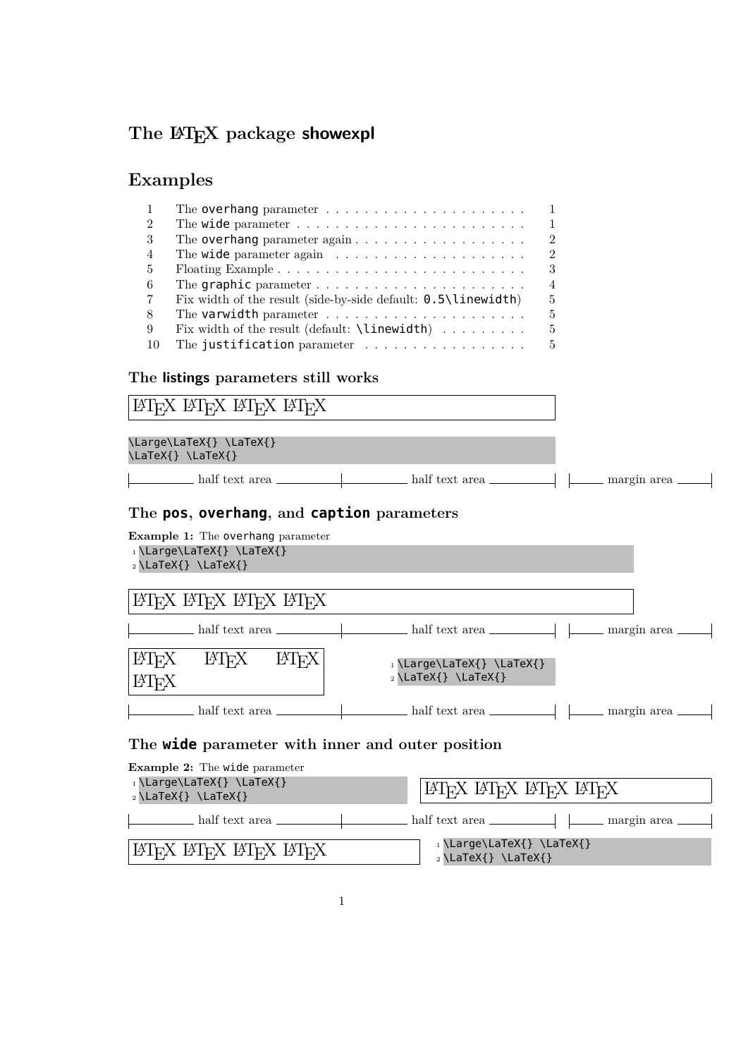# The LaTeX package **showexpl**

## Examples

| | | |
|---|---|---|
| 1 | The `overhang` parameter | 1 |
| 2 | The `wide` parameter | 1 |
| 3 | The `overhang` parameter again | 2 |
| 4 | The `wide` parameter again | 2 |
| 5 | Floating Example | 3 |
| 6 | The `graphic` parameter | 4 |
| 7 | Fix width of the result (side-by-side default: `0.5\linewidth`) | 5 |
| 8 | The `varwidth` parameter | 5 |
| 9 | Fix width of the result (default: `\linewidth`) | 5 |
| 10 | The `justification` parameter | 5 |

### The **listings** parameters still works

LaTeX LaTeX LaTeX LaTeX

```
\Large\LaTeX{} \LaTeX{}
\LaTeX{} \LaTeX{}
```

half text area | half text area | margin area

### The **pos**, **overhang**, and **caption** parameters

**Example 1:** The `overhang` parameter

```
1 \Large\LaTeX{} \LaTeX{}
2 \LaTeX{} \LaTeX{}
```

LaTeX LaTeX LaTeX LaTeX

half text area | half text area | margin area

LaTeX LaTeX LaTeX LaTeX

```
1 \Large\LaTeX{} \LaTeX{}
2 \LaTeX{} \LaTeX{}
```

half text area | half text area | margin area

### The **wide** parameter with inner and outer position

**Example 2:** The `wide` parameter

```
1 \Large\LaTeX{} \LaTeX{}
2 \LaTeX{} \LaTeX{}
```

LaTeX LaTeX LaTeX LaTeX

half text area | half text area | margin area

LaTeX LaTeX LaTeX LaTeX

```
1 \Large\LaTeX{} \LaTeX{}
2 \LaTeX{} \LaTeX{}
```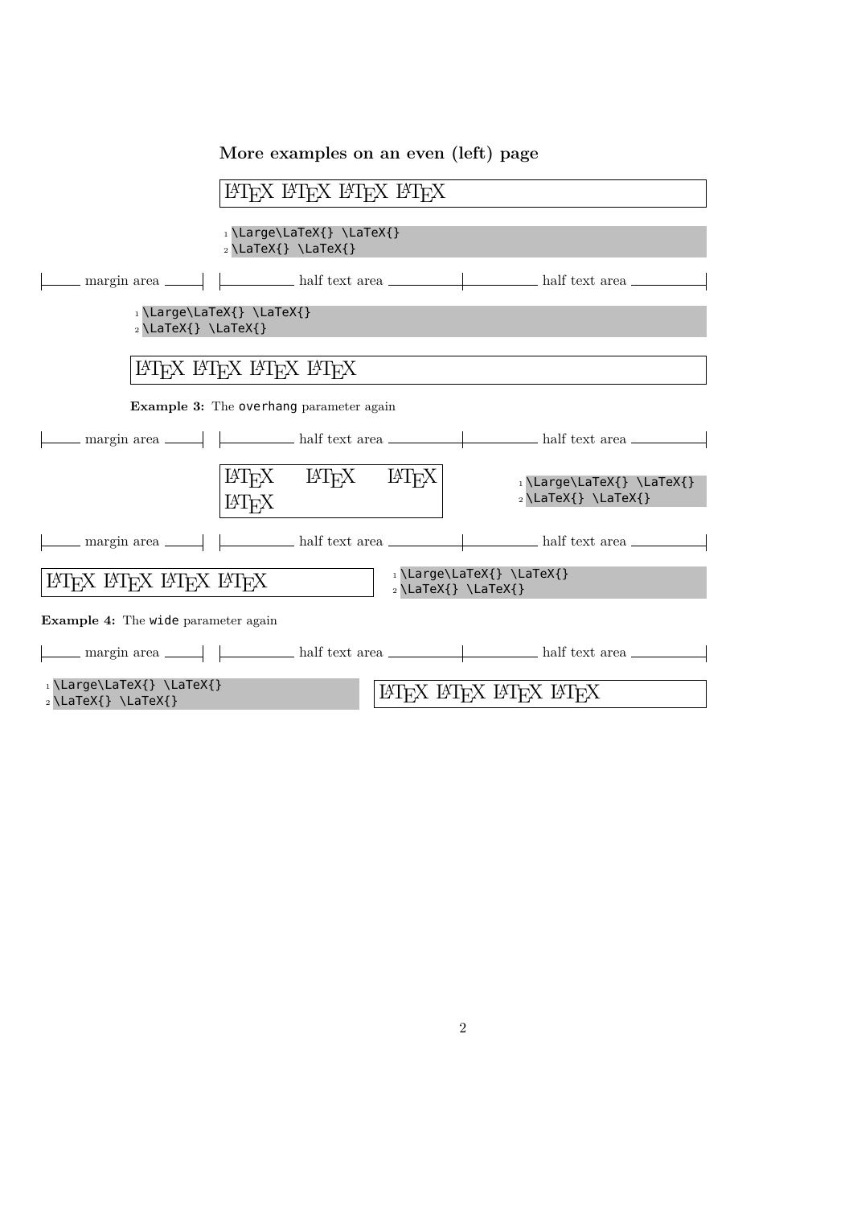### More examples on an even (left) page

LaTeX LaTeX LaTeX LaTeX

```
1 \Large\LaTeX{} \LaTeX{}
2 \LaTeX{} \LaTeX{}
```

margin area | half text area | half text area

```
1 \Large\LaTeX{} \LaTeX{}
2 \LaTeX{} \LaTeX{}
```

LaTeX LaTeX LaTeX LaTeX

**Example 3:** The `overhang` parameter again

margin area | half text area | half text area

LaTeX LaTeX LaTeX LaTeX

```
1 \Large\LaTeX{} \LaTeX{}
2 \LaTeX{} \LaTeX{}
```

margin area | half text area | half text area

LaTeX LaTeX LaTeX LaTeX

```
1 \Large\LaTeX{} \LaTeX{}
2 \LaTeX{} \LaTeX{}
```

**Example 4:** The `wide` parameter again

margin area | half text area | half text area

```
1 \Large\LaTeX{} \LaTeX{}
2 \LaTeX{} \LaTeX{}
```

LaTeX LaTeX LaTeX LaTeX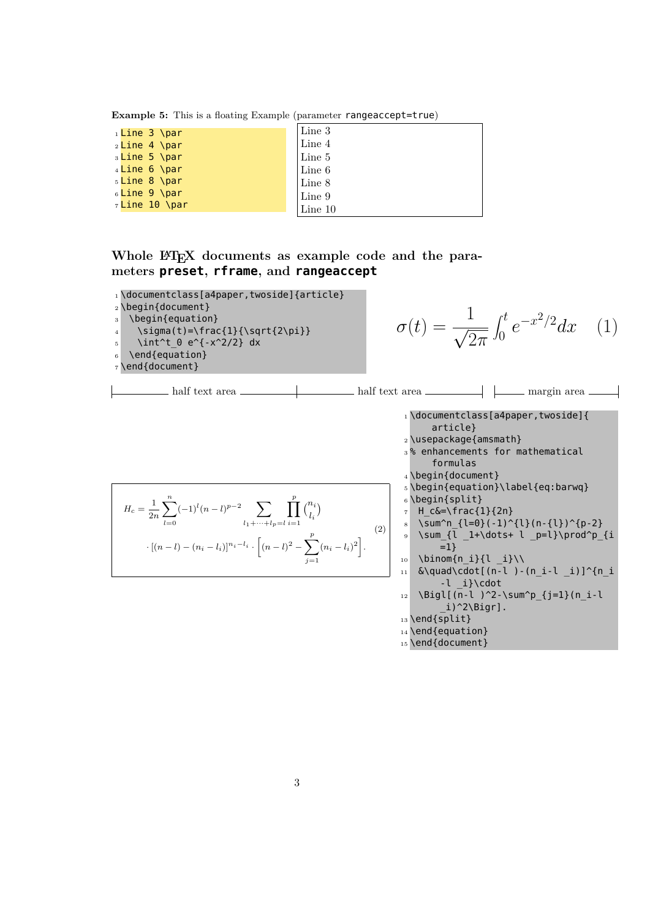**Example 5:** This is a floating Example (parameter `rangeaccept=true`)

```
Line 3 \par
Line 4 \par
Line 5 \par
Line 6 \par
Line 8 \par
Line 9 \par
Line 10 \par
```

Line 3
Line 4
Line 5
Line 6
Line 8
Line 9
Line 10

## Whole LaTeX documents as example code and the parameters **preset**, **rframe**, and **rangeaccept**

```
\documentclass[a4paper,twoside]{article}
\begin{document}
 \begin{equation}
  \sigma(t)=\frac{1}{\sqrt{2\pi}}
  \int^t_0 e^{-x^2/2} dx
 \end{equation}
\end{document}
```

$$\sigma(t) = \frac{1}{\sqrt{2\pi}} \int_0^t e^{-x^2/2} dx \quad (1)$$

half text area | half text area | margin area

$$\begin{split} H_c = \frac{1}{2n} \sum_{l=0}^{n} (-1)^l (n-l)^{p-2} \sum_{l_1+\dots+l_p=l} \prod_{i=1}^{p} \binom{n_i}{l_i} \\ \cdot [(n-l)-(n_i-l_i)]^{n_i-l_i} \cdot \Bigl[(n-l)^2 - \sum_{j=1}^{p} (n_i-l_i)^2\Bigr]. \end{split} \quad (2)$$

```
\documentclass[a4paper,twoside]{article}
\usepackage{amsmath}
% enhancements for mathematical formulas
\begin{document}
\begin{equation}\label{eq:barwq}
\begin{split}
 H_c&=\frac{1}{2n}
 \sum^n_{l=0}(-1)^{l}(n-{l})^{p-2}
 \sum_{l _1+\dots+ l _p=l}\prod^p_{i=1}
 \binom{n_i}{l _i}\\
 &\quad\cdot[(n-l )-(n_i-l _i)]^{n_i-l _i}\cdot
 \Bigl[(n-l )^2-\sum^p_{j=1}(n_i-l _i)^2\Bigr].
\end{split}
\end{equation}
\end{document}
```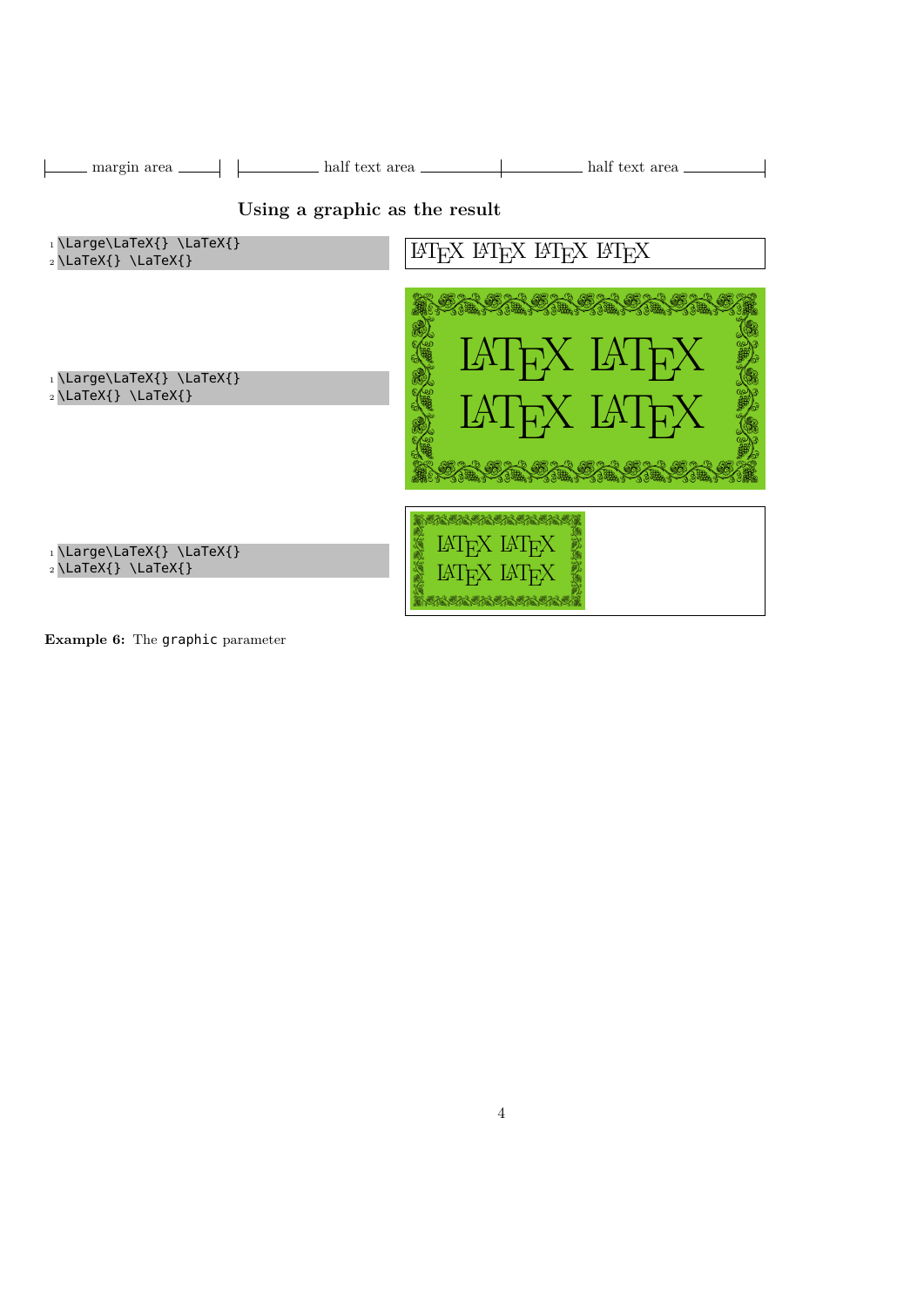margin area | half text area | half text area

## Using a graphic as the result

```
\Large\LaTeX{} \LaTeX{}
\LaTeX{} \LaTeX{}
```

LaTeX LaTeX LaTeX LaTeX

```
\Large\LaTeX{} \LaTeX{}
\LaTeX{} \LaTeX{}
```

LaTeX LaTeX
LaTeX LaTeX

```
\Large\LaTeX{} \LaTeX{}
\LaTeX{} \LaTeX{}
```

LaTeX LaTeX
LaTeX LaTeX

**Example 6:** The `graphic` parameter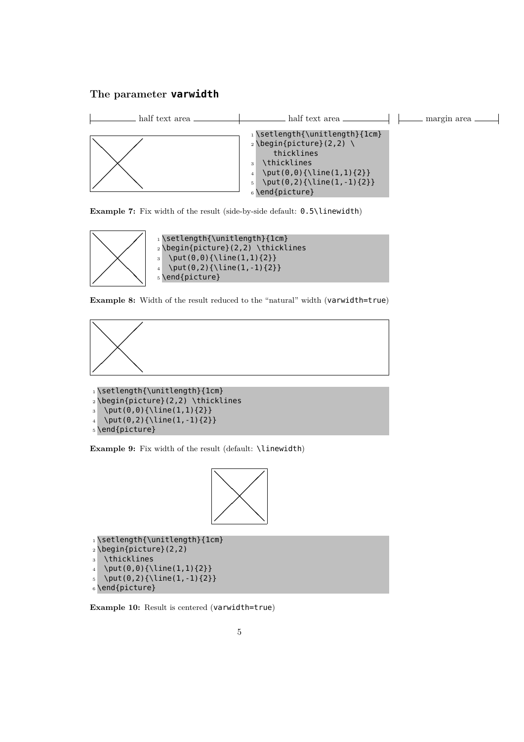### The parameter **varwidth**

half text area | half text area | margin area

```
\setlength{\unitlength}{1cm}
\begin{picture}(2,2) \
    thicklines
  \thicklines
  \put(0,0){\line(1,1){2}}
  \put(0,2){\line(1,-1){2}}
\end{picture}
```

**Example 7:** Fix width of the result (side-by-side default: `0.5\linewidth`)

```
\setlength{\unitlength}{1cm}
\begin{picture}(2,2) \thicklines
  \put(0,0){\line(1,1){2}}
  \put(0,2){\line(1,-1){2}}
\end{picture}
```

**Example 8:** Width of the result reduced to the "natural" width (`varwidth=true`)

```
\setlength{\unitlength}{1cm}
\begin{picture}(2,2) \thicklines
  \put(0,0){\line(1,1){2}}
  \put(0,2){\line(1,-1){2}}
\end{picture}
```

**Example 9:** Fix width of the result (default: `\linewidth`)

```
\setlength{\unitlength}{1cm}
\begin{picture}(2,2)
  \thicklines
  \put(0,0){\line(1,1){2}}
  \put(0,2){\line(1,-1){2}}
\end{picture}
```

**Example 10:** Result is centered (`varwidth=true`)